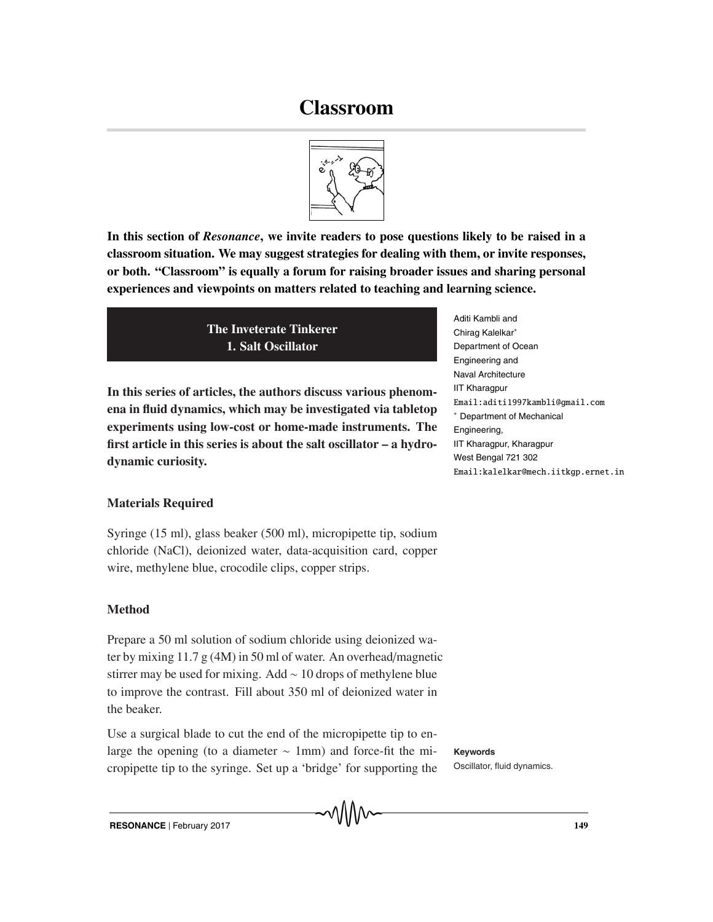# Classroom

**In this section of *Resonance*, we invite readers to pose questions likely to be raised in a classroom situation. We may suggest strategies for dealing with them, or invite responses, or both. "Classroom" is equally a forum for raising broader issues and sharing personal experiences and viewpoints on matters related to teaching and learning science.**

## The Inveterate Tinkerer
## 1. Salt Oscillator

Aditi Kambli and Chirag Kalelkar[*]
Department of Ocean Engineering and Naval Architecture
IIT Kharagpur
Email:aditi1997kambli@gmail.com
[*] Department of Mechanical Engineering,
IIT Kharagpur, Kharagpur
West Bengal 721 302
Email:kalelkar@mech.iitkgp.ernet.in

**In this series of articles, the authors discuss various phenomena in fluid dynamics, which may be investigated via tabletop experiments using low-cost or home-made instruments. The first article in this series is about the salt oscillator – a hydrodynamic curiosity.**

### Materials Required

Syringe (15 ml), glass beaker (500 ml), micropipette tip, sodium chloride (NaCl), deionized water, data-acquisition card, copper wire, methylene blue, crocodile clips, copper strips.

### Method

Prepare a 50 ml solution of sodium chloride using deionized water by mixing 11.7 g (4M) in 50 ml of water. An overhead/magnetic stirrer may be used for mixing. Add ~ 10 drops of methylene blue to improve the contrast. Fill about 350 ml of deionized water in the beaker.

Use a surgical blade to cut the end of the micropipette tip to enlarge the opening (to a diameter ~ 1mm) and force-fit the micropipette tip to the syringe. Set up a 'bridge' for supporting the

**Keywords**
Oscillator, fluid dynamics.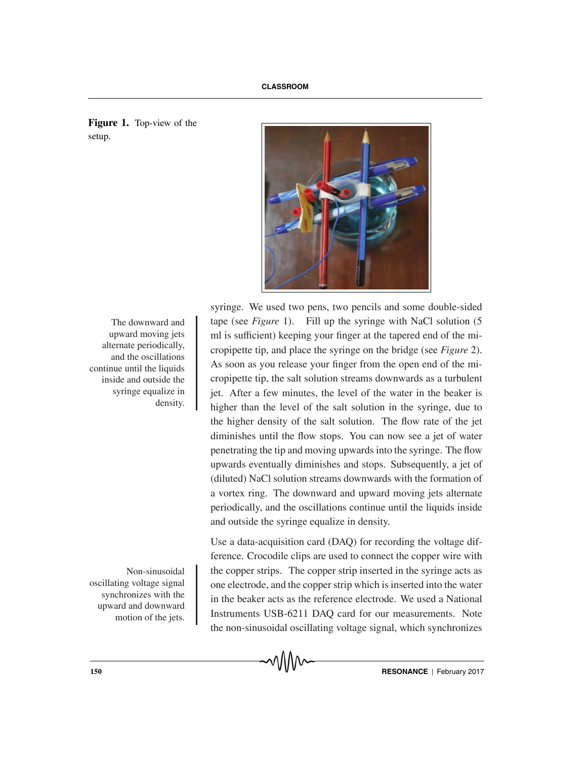**Figure 1.** Top-view of the setup.

syringe. We used two pens, two pencils and some double-sided tape (see *Figure* 1). Fill up the syringe with NaCl solution (5 ml is sufficient) keeping your finger at the tapered end of the micropipette tip, and place the syringe on the bridge (see *Figure* 2). As soon as you release your finger from the open end of the micropipette tip, the salt solution streams downwards as a turbulent jet. After a few minutes, the level of the water in the beaker is higher than the level of the salt solution in the syringe, due to the higher density of the salt solution. The flow rate of the jet diminishes until the flow stops. You can now see a jet of water penetrating the tip and moving upwards into the syringe. The flow upwards eventually diminishes and stops. Subsequently, a jet of (diluted) NaCl solution streams downwards with the formation of a vortex ring. The downward and upward moving jets alternate periodically, and the oscillations continue until the liquids inside and outside the syringe equalize in density.

> The downward and upward moving jets alternate periodically, and the oscillations continue until the liquids inside and outside the syringe equalize in density.

Use a data-acquisition card (DAQ) for recording the voltage difference. Crocodile clips are used to connect the copper wire with the copper strips. The copper strip inserted in the syringe acts as one electrode, and the copper strip which is inserted into the water in the beaker acts as the reference electrode. We used a National Instruments USB-6211 DAQ card for our measurements. Note the non-sinusoidal oscillating voltage signal, which synchronizes

> Non-sinusoidal oscillating voltage signal synchronizes with the upward and downward motion of the jets.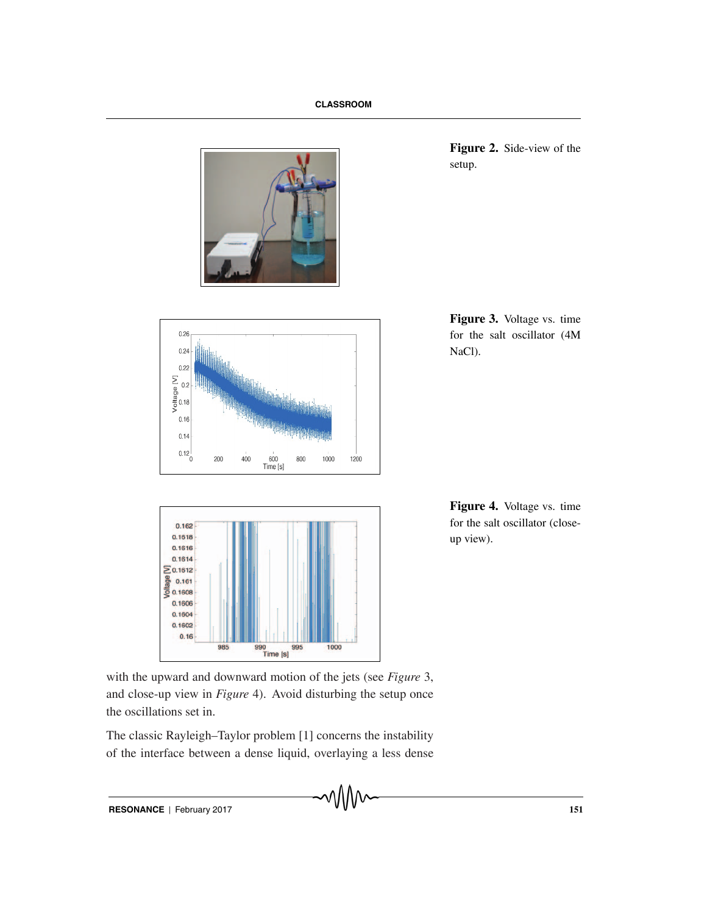**Figure 2.** Side-view of the setup.

**Figure 3.** Voltage vs. time for the salt oscillator (4M NaCl).

**Figure 4.** Voltage vs. time for the salt oscillator (close-up view).

with the upward and downward motion of the jets (see *Figure* 3, and close-up view in *Figure* 4). Avoid disturbing the setup once the oscillations set in.

The classic Rayleigh–Taylor problem [1] concerns the instability of the interface between a dense liquid, overlaying a less dense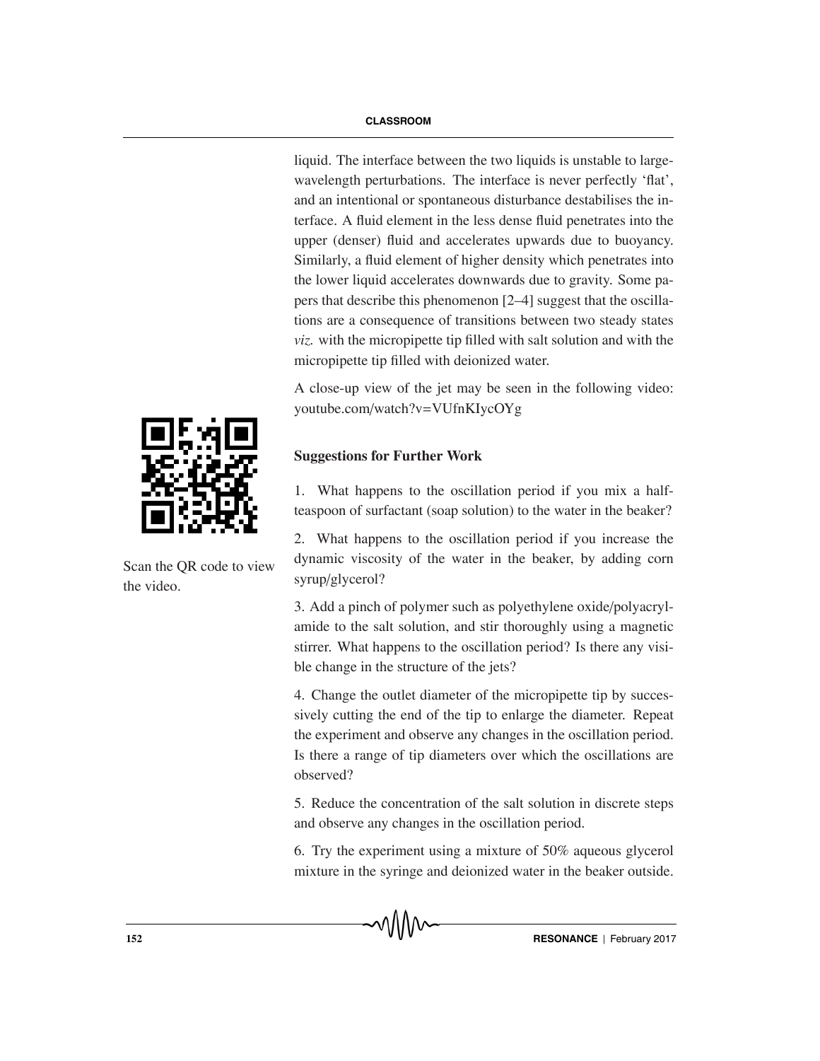liquid. The interface between the two liquids is unstable to large-wavelength perturbations. The interface is never perfectly 'flat', and an intentional or spontaneous disturbance destabilises the interface. A fluid element in the less dense fluid penetrates into the upper (denser) fluid and accelerates upwards due to buoyancy. Similarly, a fluid element of higher density which penetrates into the lower liquid accelerates downwards due to gravity. Some papers that describe this phenomenon [2–4] suggest that the oscillations are a consequence of transitions between two steady states *viz.* with the micropipette tip filled with salt solution and with the micropipette tip filled with deionized water.

A close-up view of the jet may be seen in the following video: youtube.com/watch?v=VUfnKIycOYg

Scan the QR code to view the video.

**Suggestions for Further Work**

1. What happens to the oscillation period if you mix a half-teaspoon of surfactant (soap solution) to the water in the beaker?

2. What happens to the oscillation period if you increase the dynamic viscosity of the water in the beaker, by adding corn syrup/glycerol?

3. Add a pinch of polymer such as polyethylene oxide/polyacrylamide to the salt solution, and stir thoroughly using a magnetic stirrer. What happens to the oscillation period? Is there any visible change in the structure of the jets?

4. Change the outlet diameter of the micropipette tip by successively cutting the end of the tip to enlarge the diameter. Repeat the experiment and observe any changes in the oscillation period. Is there a range of tip diameters over which the oscillations are observed?

5. Reduce the concentration of the salt solution in discrete steps and observe any changes in the oscillation period.

6. Try the experiment using a mixture of 50% aqueous glycerol mixture in the syringe and deionized water in the beaker outside.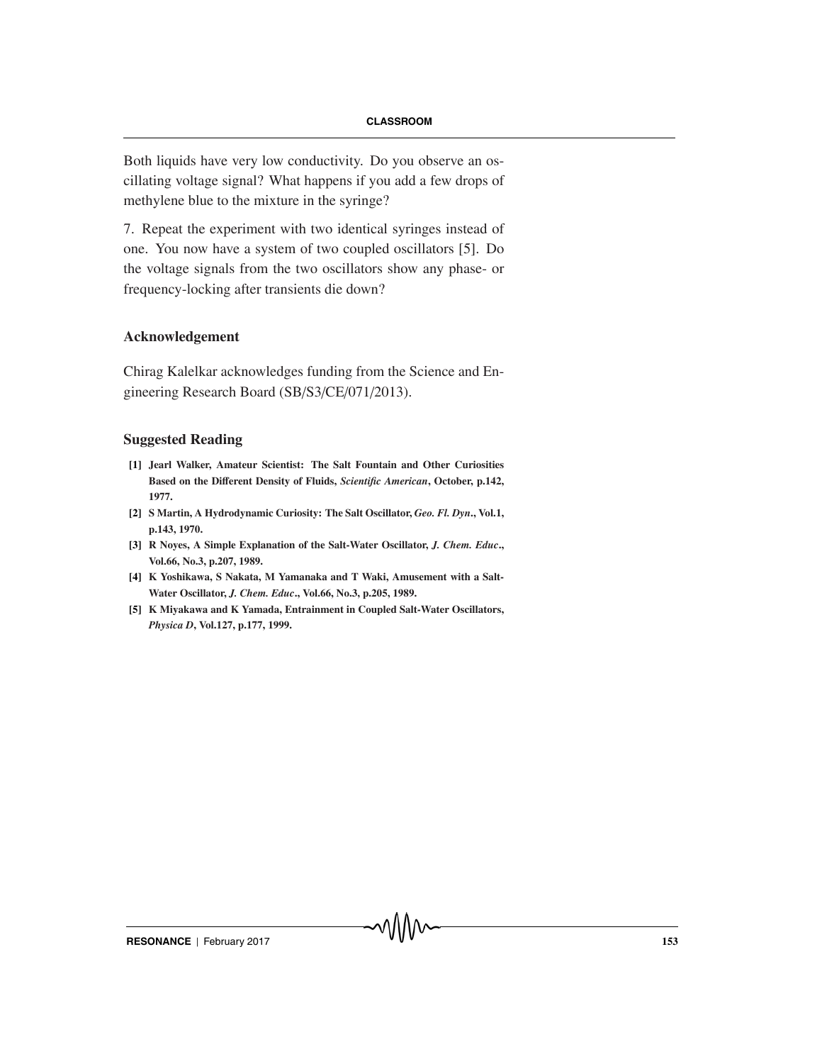Both liquids have very low conductivity. Do you observe an oscillating voltage signal? What happens if you add a few drops of methylene blue to the mixture in the syringe?

7. Repeat the experiment with two identical syringes instead of one. You now have a system of two coupled oscillators [5]. Do the voltage signals from the two oscillators show any phase- or frequency-locking after transients die down?

### Acknowledgement

Chirag Kalelkar acknowledges funding from the Science and Engineering Research Board (SB/S3/CE/071/2013).

### Suggested Reading

**[1] Jearl Walker, Amateur Scientist: The Salt Fountain and Other Curiosities Based on the Different Density of Fluids, *Scientific American*, October, p.142, 1977.**

**[2] S Martin, A Hydrodynamic Curiosity: The Salt Oscillator, *Geo. Fl. Dyn*., Vol.1, p.143, 1970.**

**[3] R Noyes, A Simple Explanation of the Salt-Water Oscillator, *J. Chem. Educ*., Vol.66, No.3, p.207, 1989.**

**[4] K Yoshikawa, S Nakata, M Yamanaka and T Waki, Amusement with a Salt-Water Oscillator, *J. Chem. Educ*., Vol.66, No.3, p.205, 1989.**

**[5] K Miyakawa and K Yamada, Entrainment in Coupled Salt-Water Oscillators, *Physica D*, Vol.127, p.177, 1999.**